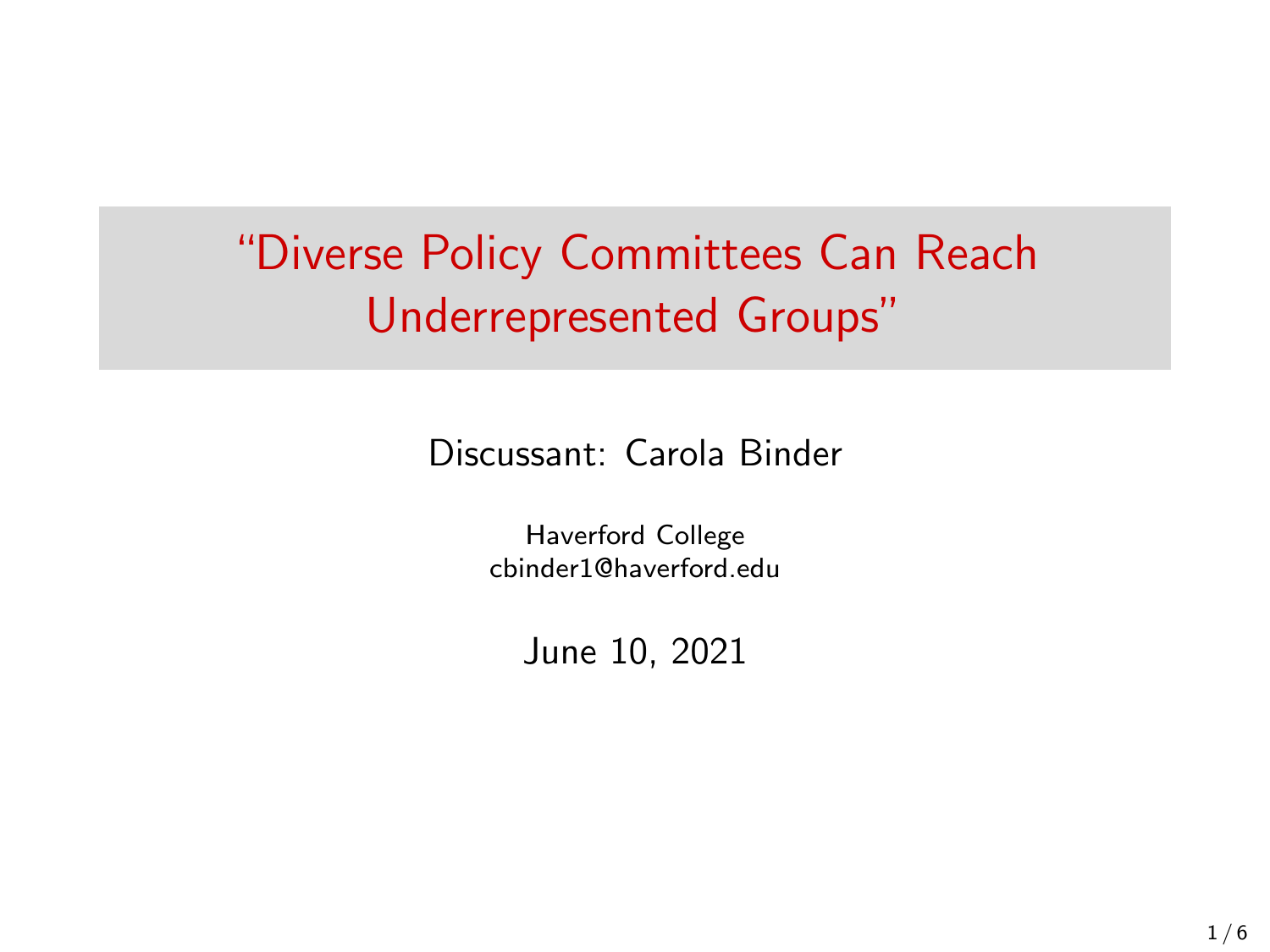# "Diverse Policy Committees Can Reach Underrepresented Groups"

Discussant: Carola Binder

Haverford College
cbinder1@haverford.edu

June 10, 2021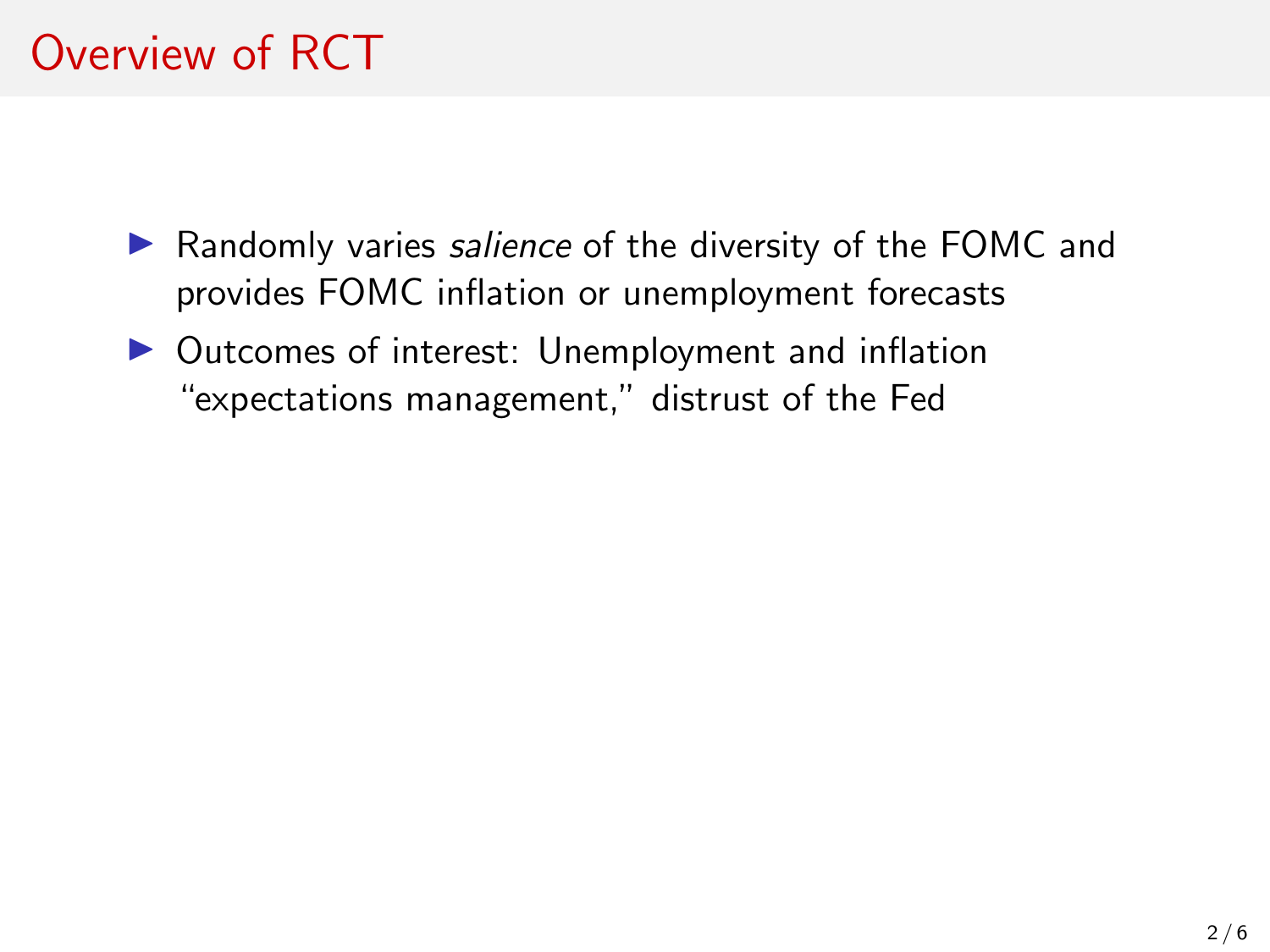# Overview of RCT

- Randomly varies *salience* of the diversity of the FOMC and provides FOMC inflation or unemployment forecasts
- Outcomes of interest: Unemployment and inflation "expectations management," distrust of the Fed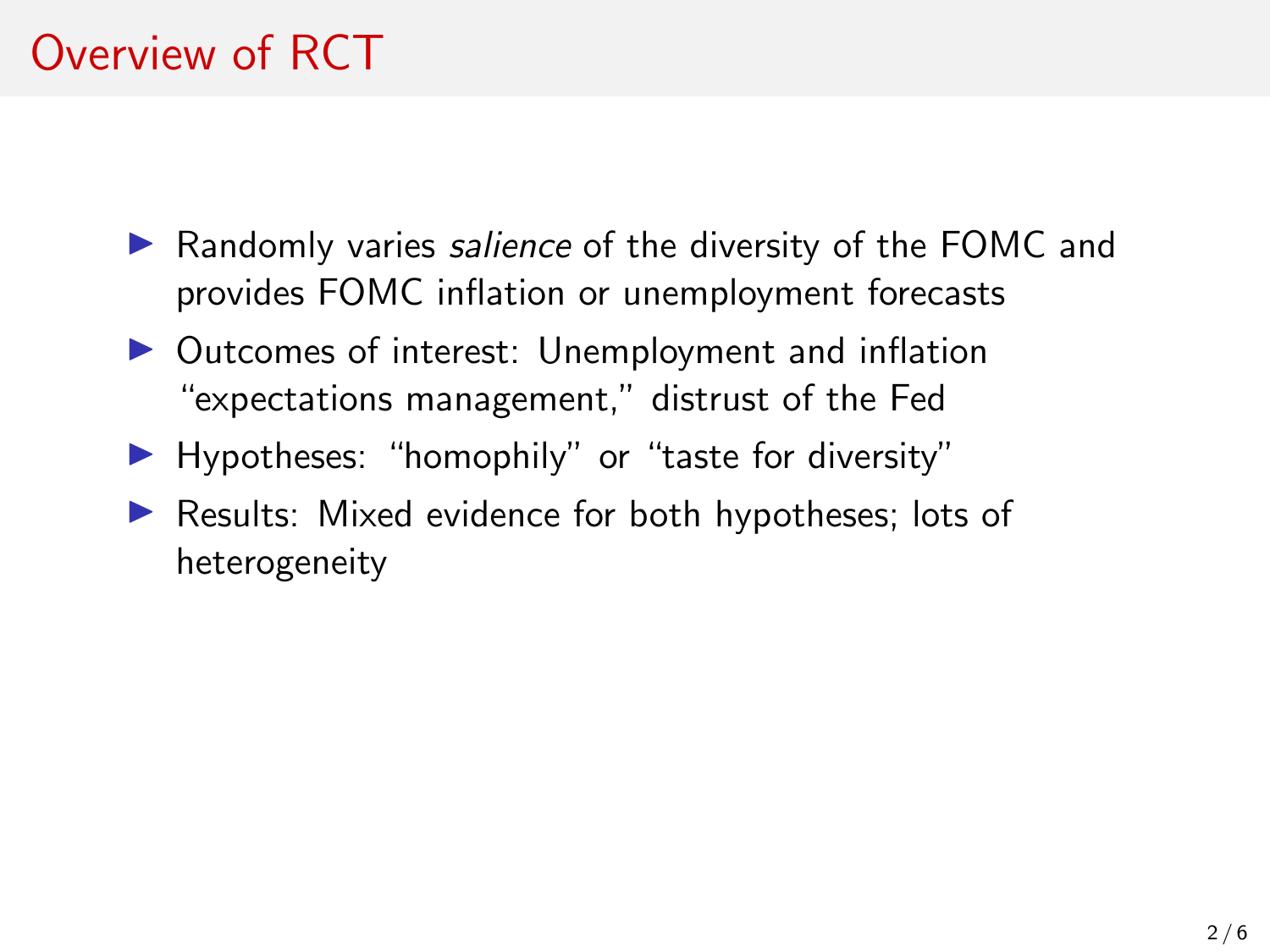# Overview of RCT

- Randomly varies *salience* of the diversity of the FOMC and provides FOMC inflation or unemployment forecasts
- Outcomes of interest: Unemployment and inflation "expectations management," distrust of the Fed
- Hypotheses: "homophily" or "taste for diversity"
- Results: Mixed evidence for both hypotheses; lots of heterogeneity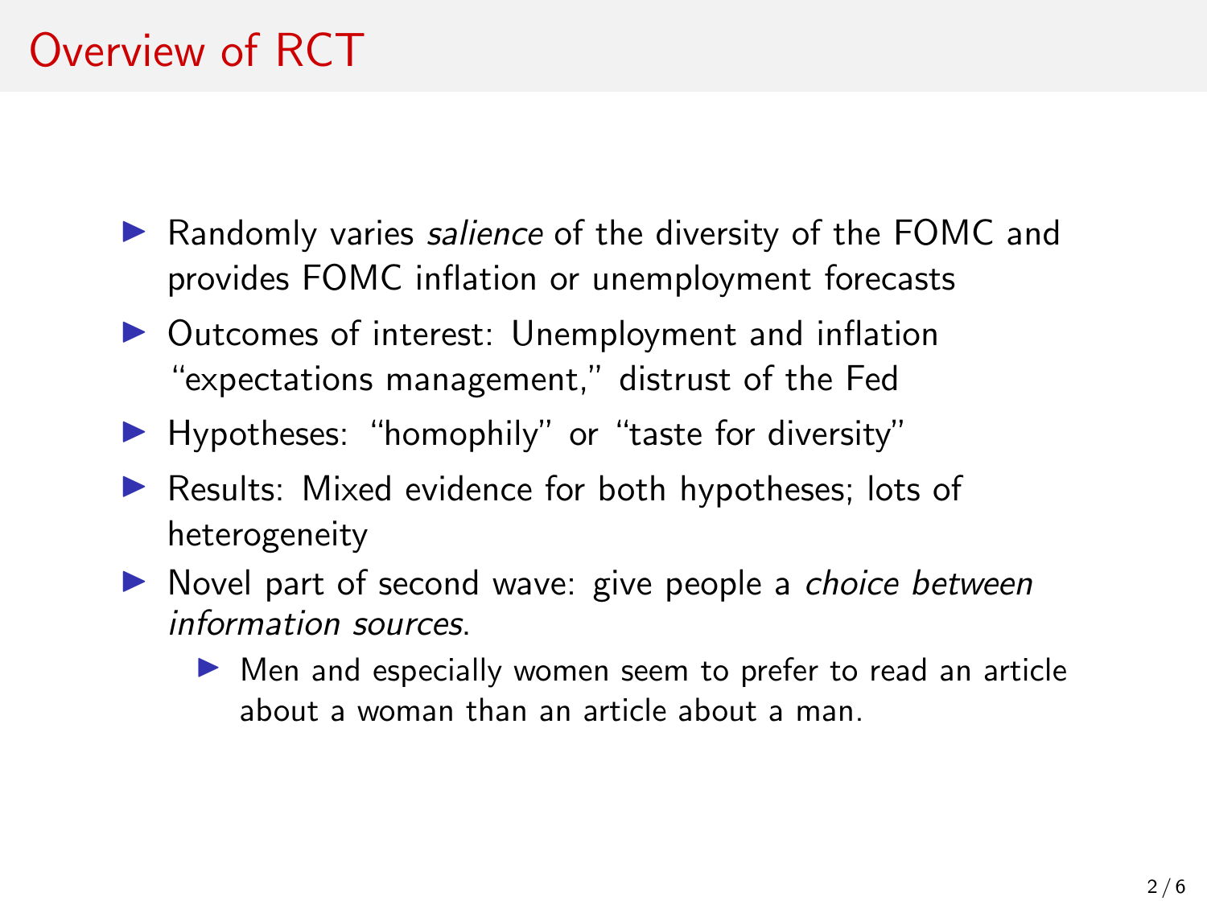# Overview of RCT

- Randomly varies *salience* of the diversity of the FOMC and provides FOMC inflation or unemployment forecasts
- Outcomes of interest: Unemployment and inflation "expectations management," distrust of the Fed
- Hypotheses: "homophily" or "taste for diversity"
- Results: Mixed evidence for both hypotheses; lots of heterogeneity
- Novel part of second wave: give people a *choice between information sources*.
  - Men and especially women seem to prefer to read an article about a woman than an article about a man.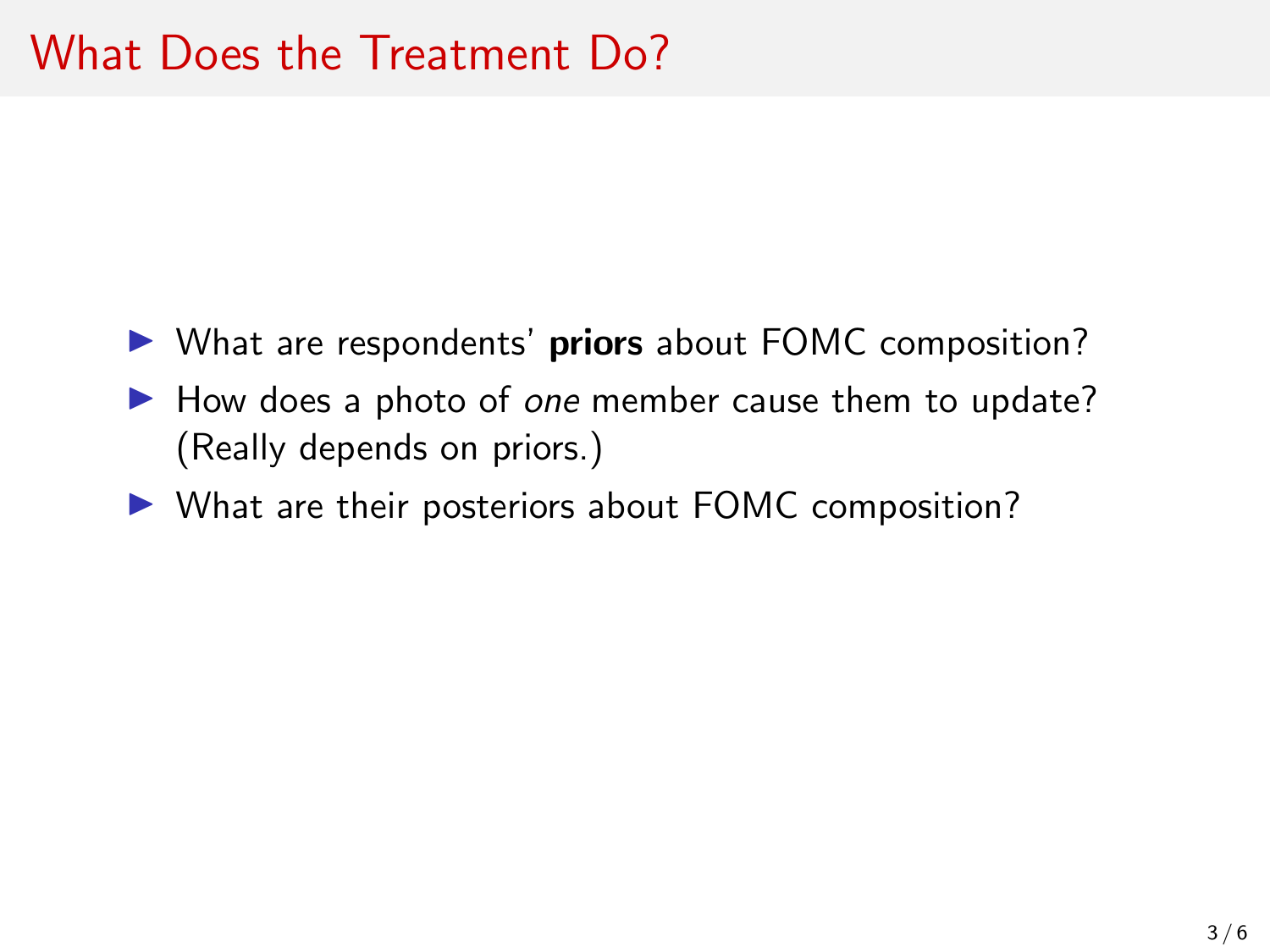# What Does the Treatment Do?

- What are respondents' **priors** about FOMC composition?
- How does a photo of *one* member cause them to update? (Really depends on priors.)
- What are their posteriors about FOMC composition?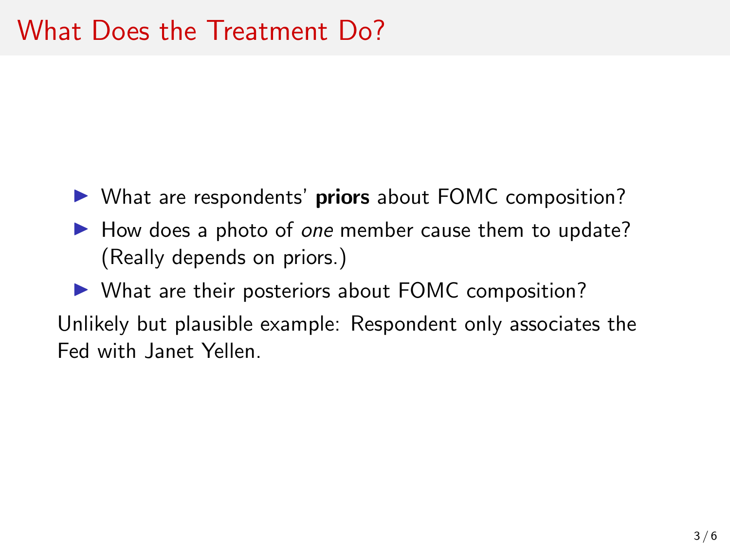# What Does the Treatment Do?

- What are respondents' **priors** about FOMC composition?
- How does a photo of *one* member cause them to update? (Really depends on priors.)
- What are their posteriors about FOMC composition?

Unlikely but plausible example: Respondent only associates the Fed with Janet Yellen.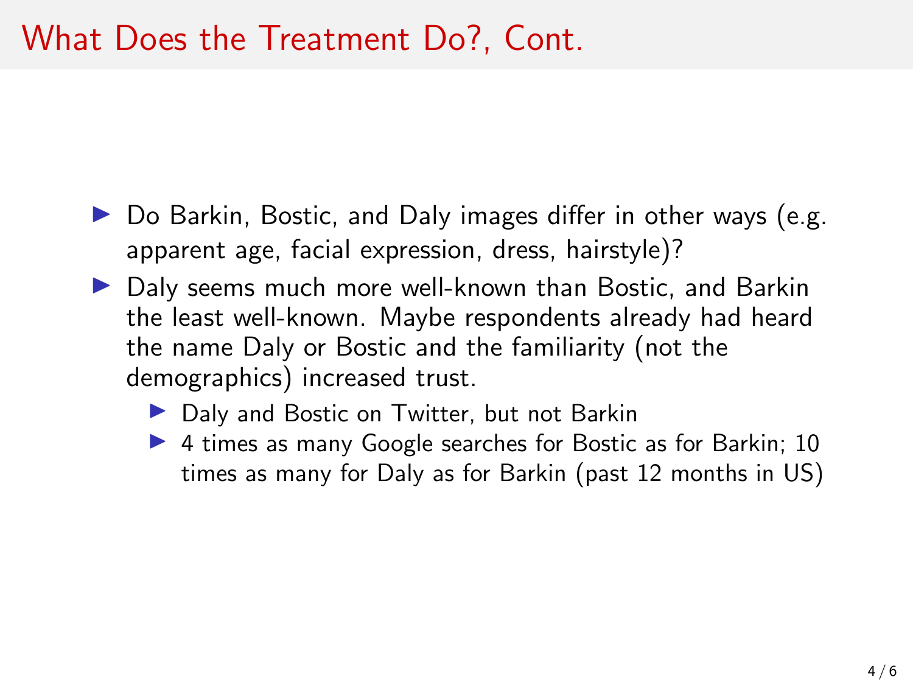# What Does the Treatment Do?, Cont.

- Do Barkin, Bostic, and Daly images differ in other ways (e.g. apparent age, facial expression, dress, hairstyle)?
- Daly seems much more well-known than Bostic, and Barkin the least well-known. Maybe respondents already had heard the name Daly or Bostic and the familiarity (not the demographics) increased trust.
  - Daly and Bostic on Twitter, but not Barkin
  - 4 times as many Google searches for Bostic as for Barkin; 10 times as many for Daly as for Barkin (past 12 months in US)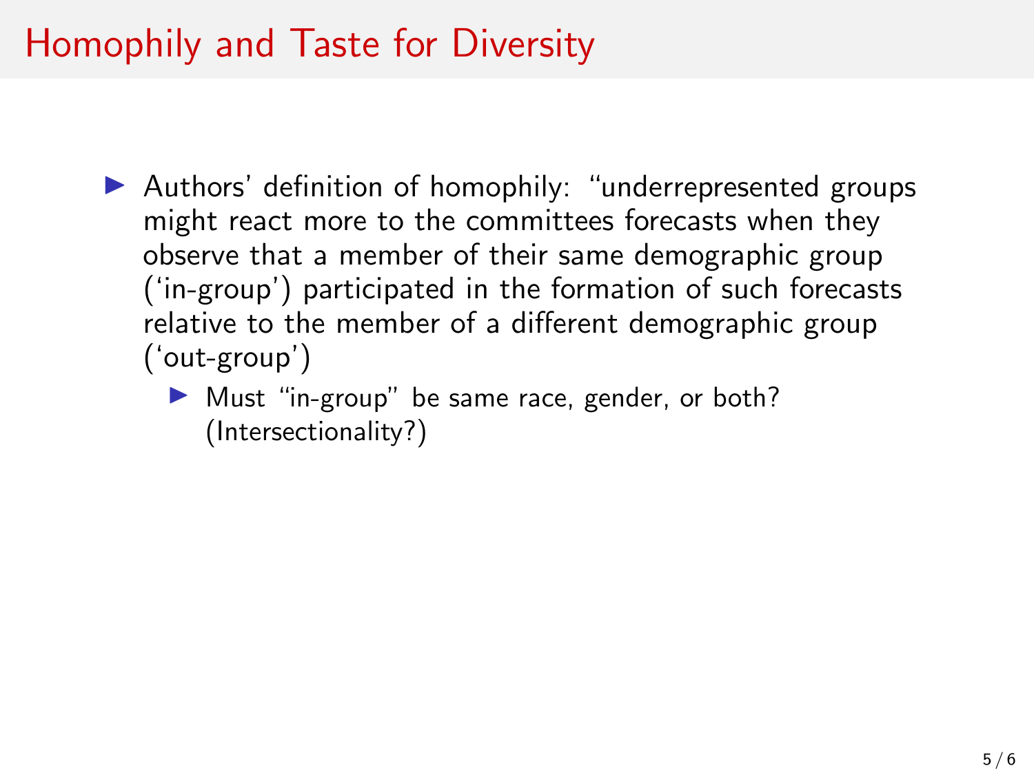# Homophily and Taste for Diversity

- Authors' definition of homophily: "underrepresented groups might react more to the committees forecasts when they observe that a member of their same demographic group ('in-group') participated in the formation of such forecasts relative to the member of a different demographic group ('out-group')
  - Must "in-group" be same race, gender, or both? (Intersectionality?)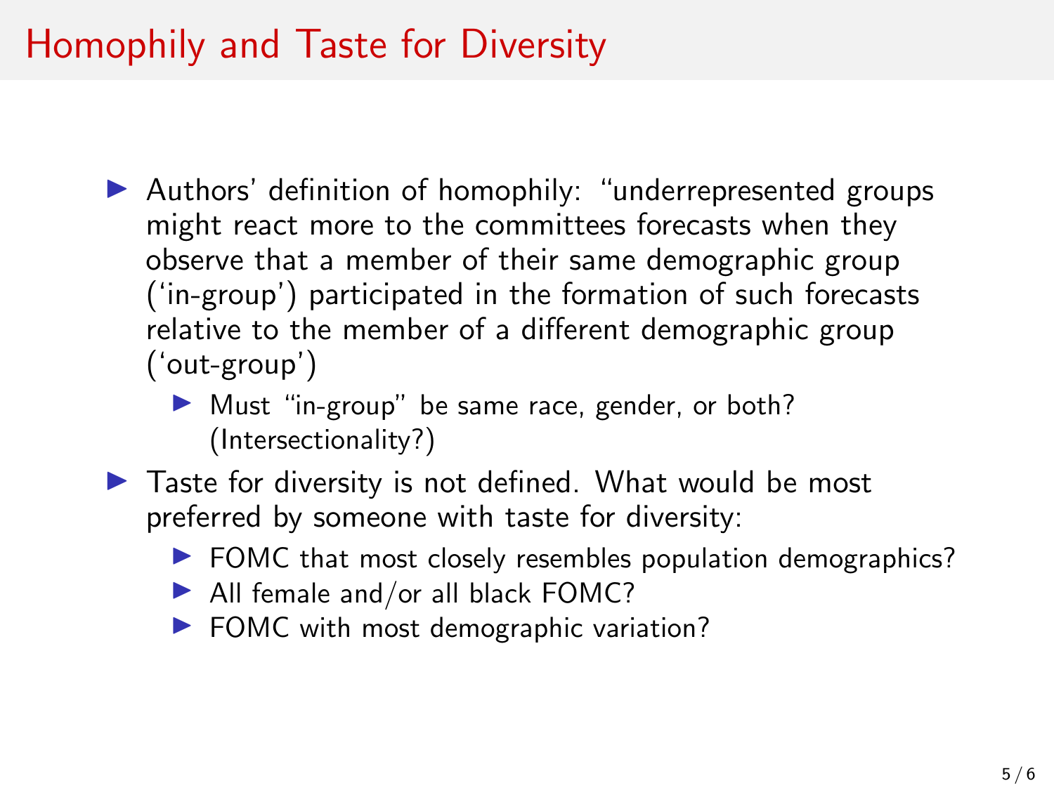# Homophily and Taste for Diversity

- Authors' definition of homophily: "underrepresented groups might react more to the committees forecasts when they observe that a member of their same demographic group ('in-group') participated in the formation of such forecasts relative to the member of a different demographic group ('out-group')
  - Must "in-group" be same race, gender, or both? (Intersectionality?)
- Taste for diversity is not defined. What would be most preferred by someone with taste for diversity:
  - FOMC that most closely resembles population demographics?
  - All female and/or all black FOMC?
  - FOMC with most demographic variation?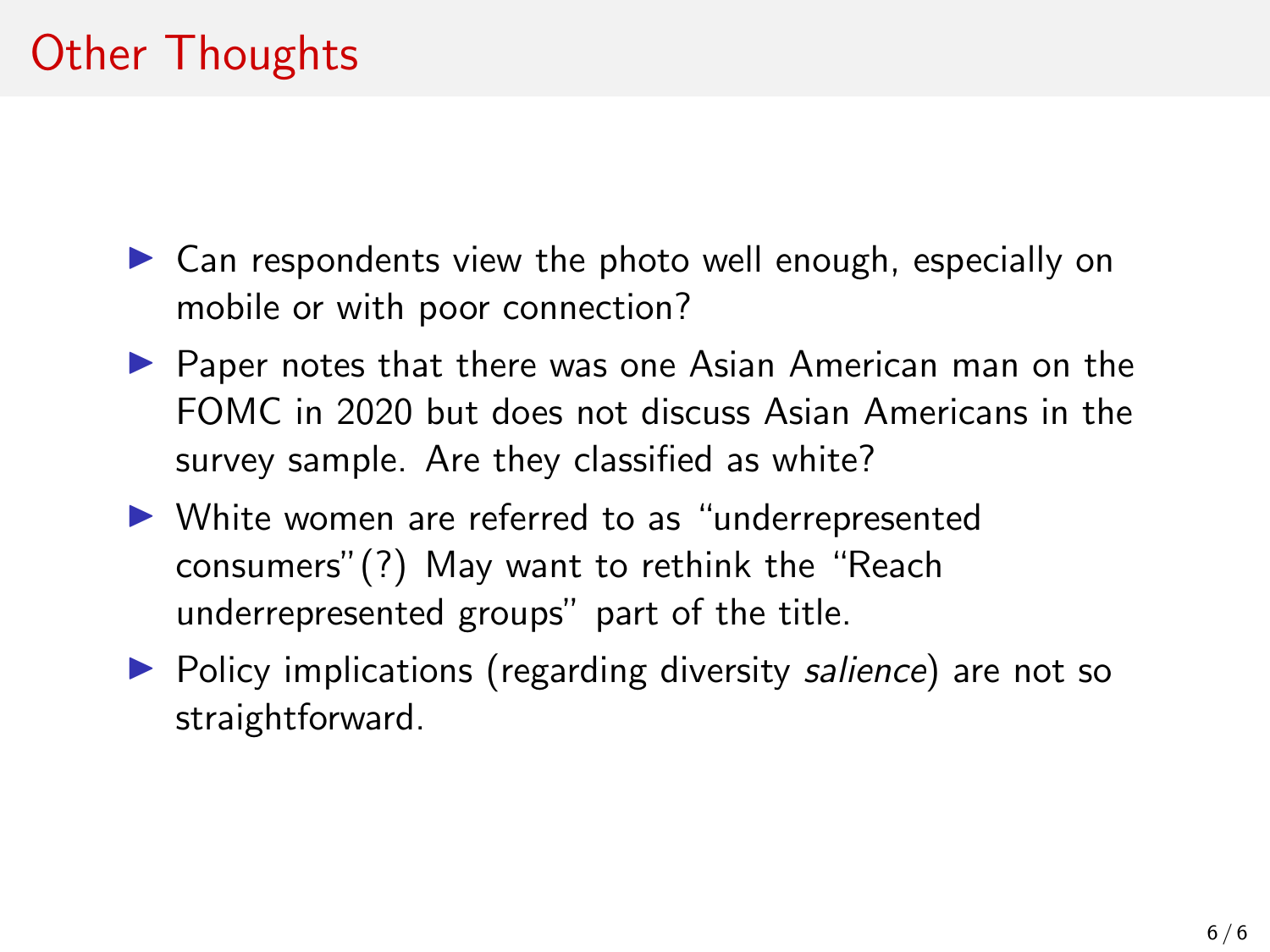# Other Thoughts

- Can respondents view the photo well enough, especially on mobile or with poor connection?
- Paper notes that there was one Asian American man on the FOMC in 2020 but does not discuss Asian Americans in the survey sample. Are they classified as white?
- White women are referred to as "underrepresented consumers"(?) May want to rethink the "Reach underrepresented groups" part of the title.
- Policy implications (regarding diversity *salience*) are not so straightforward.